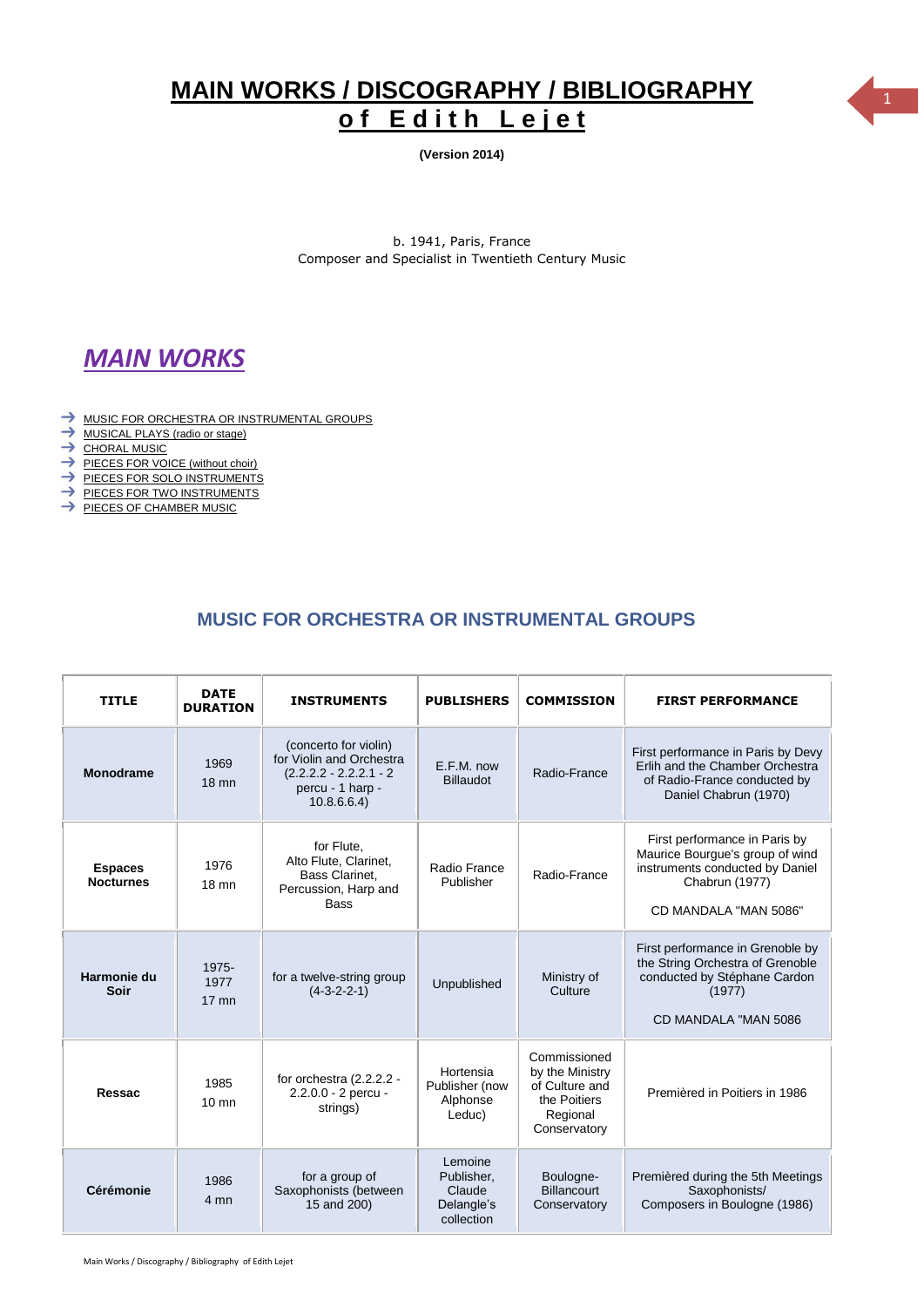# MAIN WORKS / DISCOGRAPHY / BIBLIOGRAPHY of Edith Lejet

**(Version 2014)**

b. 1941, Paris, France
Composer and Specialist in Twentieth Century Music

## *MAIN WORKS*

- MUSIC FOR ORCHESTRA OR INSTRUMENTAL GROUPS
- MUSICAL PLAYS (radio or stage)
- CHORAL MUSIC
- PIECES FOR VOICE (without choir)
- PIECES FOR SOLO INSTRUMENTS
- PIECES FOR TWO INSTRUMENTS
- PIECES OF CHAMBER MUSIC

### MUSIC FOR ORCHESTRA OR INSTRUMENTAL GROUPS

| TITLE | DATE DURATION | INSTRUMENTS | PUBLISHERS | COMMISSION | FIRST PERFORMANCE |
|---|---|---|---|---|---|
| **Monodrame** | 1969<br>18 mn | (concerto for violin) for Violin and Orchestra (2.2.2.2 - 2.2.2.1 - 2 percu - 1 harp - 10.8.6.6.4) | E.F.M. now Billaudot | Radio-France | First performance in Paris by Devy Erlih and the Chamber Orchestra of Radio-France conducted by Daniel Chabrun (1970) |
| **Espaces Nocturnes** | 1976<br>18 mn | for Flute, Alto Flute, Clarinet, Bass Clarinet, Percussion, Harp and Bass | Radio France Publisher | Radio-France | First performance in Paris by Maurice Bourgue's group of wind instruments conducted by Daniel Chabrun (1977)<br><br>CD MANDALA "MAN 5086" |
| **Harmonie du Soir** | 1975-1977<br>17 mn | for a twelve-string group (4-3-2-2-1) | Unpublished | Ministry of Culture | First performance in Grenoble by the String Orchestra of Grenoble conducted by Stéphane Cardon (1977)<br><br>CD MANDALA "MAN 5086 |
| **Ressac** | 1985<br>10 mn | for orchestra (2.2.2.2 - 2.2.0.0 - 2 percu - strings) | Hortensia Publisher (now Alphonse Leduc) | Commissioned by the Ministry of Culture and the Poitiers Regional Conservatory | Premièred in Poitiers in 1986 |
| **Cérémonie** | 1986<br>4 mn | for a group of Saxophonists (between 15 and 200) | Lemoine Publisher, Claude Delangle's collection | Boulogne-Billancourt Conservatory | Premièred during the 5th Meetings Saxophonists/ Composers in Boulogne (1986) |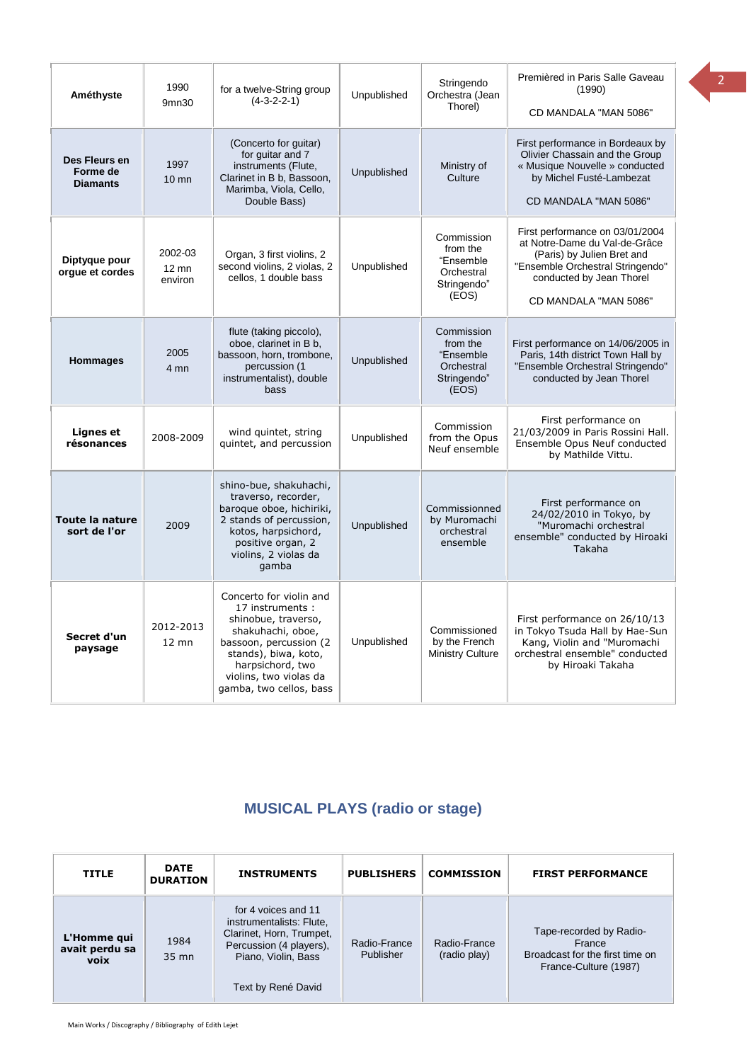| | | | | | |
|---|---|---|---|---|---|
| **Améthyste** | 1990 9mn30 | for a twelve-String group (4-3-2-2-1) | Unpublished | Stringendo Orchestra (Jean Thorel) | Premièred in Paris Salle Gaveau (1990) CD MANDALA "MAN 5086" |
| **Des Fleurs en Forme de Diamants** | 1997 10 mn | (Concerto for guitar) for guitar and 7 instruments (Flute, Clarinet in B b, Bassoon, Marimba, Viola, Cello, Double Bass) | Unpublished | Ministry of Culture | First performance in Bordeaux by Olivier Chassain and the Group « Musique Nouvelle » conducted by Michel Fusté-Lambezat CD MANDALA "MAN 5086" |
| **Diptyque pour orgue et cordes** | 2002-03 12 mn environ | Organ, 3 first violins, 2 second violins, 2 violas, 2 cellos, 1 double bass | Unpublished | Commission from the "Ensemble Orchestral Stringendo" (EOS) | First performance on 03/01/2004 at Notre-Dame du Val-de-Grâce (Paris) by Julien Bret and "Ensemble Orchestral Stringendo" conducted by Jean Thorel CD MANDALA "MAN 5086" |
| **Hommages** | 2005 4 mn | flute (taking piccolo), oboe, clarinet in B b, bassoon, horn, trombone, percussion (1 instrumentalist), double bass | Unpublished | Commission from the "Ensemble Orchestral Stringendo" (EOS) | First performance on 14/06/2005 in Paris, 14th district Town Hall by "Ensemble Orchestral Stringendo" conducted by Jean Thorel |
| **Lignes et résonances** | 2008-2009 | wind quintet, string quintet, and percussion | Unpublished | Commission from the Opus Neuf ensemble | First performance on 21/03/2009 in Paris Rossini Hall. Ensemble Opus Neuf conducted by Mathilde Vittu. |
| **Toute la nature sort de l'or** | 2009 | shino-bue, shakuhachi, traverso, recorder, baroque oboe, hichiriki, 2 stands of percussion, 2 kotos, harpsichord, positive organ, 2 violins, 2 violas da gamba | Unpublished | Commissionned by Muromachi orchestral ensemble | First performance on 24/02/2010 in Tokyo, by "Muromachi orchestral ensemble" conducted by Hiroaki Takaha |
| **Secret d'un paysage** | 2012-2013 12 mn | Concerto for violin and 17 instruments : shinobue, traverso, shakuhachi, oboe, bassoon, percussion (2 stands), biwa, koto, harpsichord, two violins, two violas da gamba, two cellos, bass | Unpublished | Commissioned by the French Ministry Culture | First performance on 26/10/13 in Tokyo Tsuda Hall by Hae-Sun Kang, Violin and "Muromachi orchestral ensemble" conducted by Hiroaki Takaha |

## MUSICAL PLAYS (radio or stage)

| TITLE | DATE DURATION | INSTRUMENTS | PUBLISHERS | COMMISSION | FIRST PERFORMANCE |
|---|---|---|---|---|---|
| **L'Homme qui avait perdu sa voix** | 1984 35 mn | for 4 voices and 11 instrumentalists: Flute, Clarinet, Horn, Trumpet, Percussion (4 players), Piano, Violin, Bass Text by René David | Radio-France Publisher | Radio-France (radio play) | Tape-recorded by Radio-France Broadcast for the first time on France-Culture (1987) |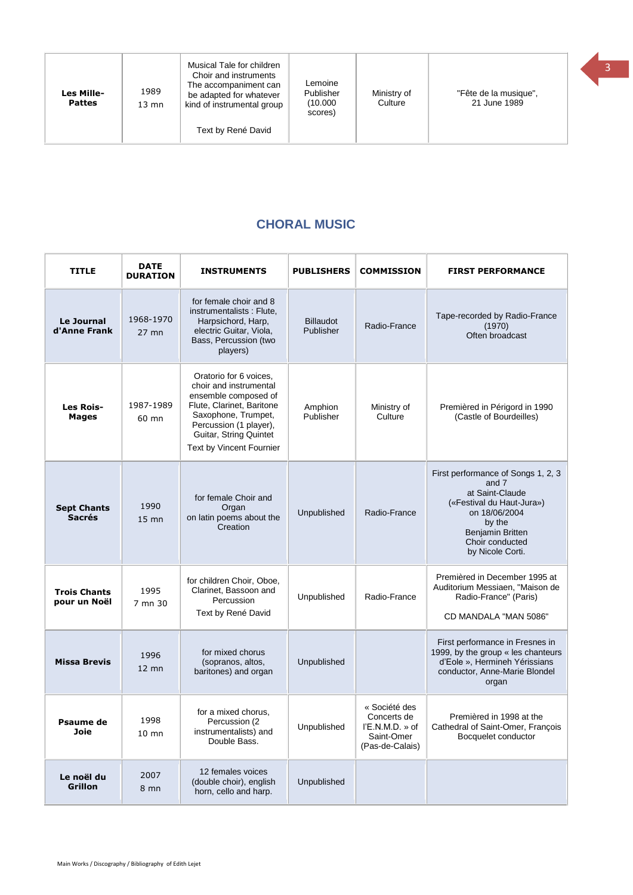| | | | | | |
|---|---|---|---|---|---|
| **Les Mille-Pattes** | 1989<br>13 mn | Musical Tale for children Choir and instruments The accompaniment can be adapted for whatever kind of instrumental group<br><br>Text by René David | Lemoine Publisher (10.000 scores) | Ministry of Culture | "Fête de la musique", 21 June 1989 |

## CHORAL MUSIC

| TITLE | DATE DURATION | INSTRUMENTS | PUBLISHERS | COMMISSION | FIRST PERFORMANCE |
|---|---|---|---|---|---|
| **Le Journal d'Anne Frank** | 1968-1970<br>27 mn | for female choir and 8 instrumentalists : Flute, Harpsichord, Harp, electric Guitar, Viola, Bass, Percussion (two players) | Billaudot Publisher | Radio-France | Tape-recorded by Radio-France (1970)<br>Often broadcast |
| **Les Rois-Mages** | 1987-1989<br>60 mn | Oratorio for 6 voices, choir and instrumental ensemble composed of Flute, Clarinet, Baritone Saxophone, Trumpet, Percussion (1 player), Guitar, String Quintet<br>Text by Vincent Fournier | Amphion Publisher | Ministry of Culture | Premièred in Périgord in 1990 (Castle of Bourdeilles) |
| **Sept Chants Sacrés** | 1990<br>15 mn | for female Choir and Organ<br>on latin poems about the Creation | Unpublished | Radio-France | First performance of Songs 1, 2, 3 and 7<br>at Saint-Claude<br>(«Festival du Haut-Jura»)<br>on 18/06/2004<br>by the<br>Benjamin Britten<br>Choir conducted<br>by Nicole Corti. |
| **Trois Chants pour un Noël** | 1995<br>7 mn 30 | for children Choir, Oboe, Clarinet, Bassoon and Percussion<br>Text by René David | Unpublished | Radio-France | Premièred in December 1995 at Auditorium Messiaen, "Maison de Radio-France" (Paris)<br><br>CD MANDALA "MAN 5086" |
| **Missa Brevis** | 1996<br>12 mn | for mixed chorus (sopranos, altos, baritones) and organ | Unpublished | | First performance in Fresnes in 1999, by the group « les chanteurs d'Eole », Hermineh Yérissians conductor, Anne-Marie Blondel organ |
| **Psaume de Joie** | 1998<br>10 mn | for a mixed chorus, Percussion (2 instrumentalists) and Double Bass. | Unpublished | « Société des Concerts de l'E.N.M.D. » of Saint-Omer (Pas-de-Calais) | Premièred in 1998 at the Cathedral of Saint-Omer, François Bocquelet conductor |
| **Le noël du Grillon** | 2007<br>8 mn | 12 females voices (double choir), english horn, cello and harp. | Unpublished | | |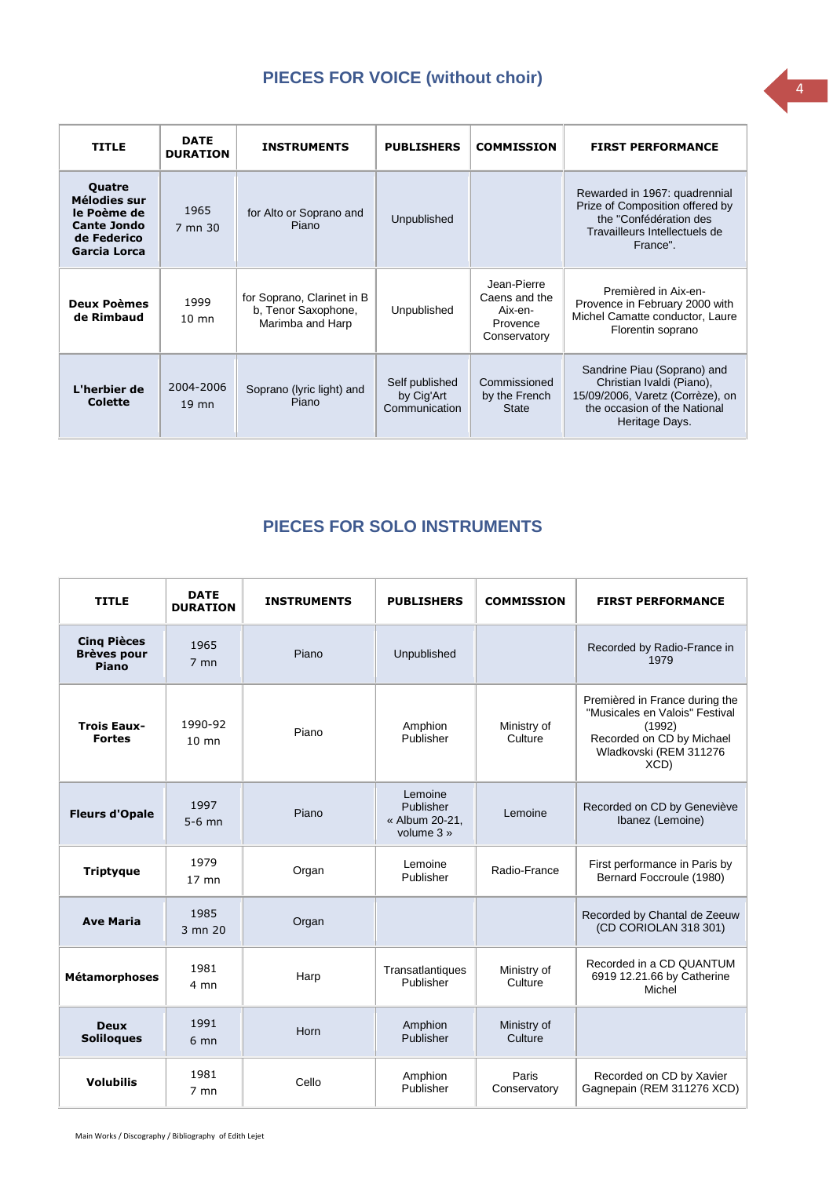## PIECES FOR VOICE (without choir)

| TITLE | DATE DURATION | INSTRUMENTS | PUBLISHERS | COMMISSION | FIRST PERFORMANCE |
|---|---|---|---|---|---|
| **Quatre Mélodies sur le Poème de Cante Jondo de Federico Garcia Lorca** | 1965 7 mn 30 | for Alto or Soprano and Piano | Unpublished | | Rewarded in 1967: quadrennial Prize of Composition offered by the "Confédération des Travailleurs Intellectuels de France". |
| **Deux Poèmes de Rimbaud** | 1999 10 mn | for Soprano, Clarinet in B b, Tenor Saxophone, Marimba and Harp | Unpublished | Jean-Pierre Caens and the Aix-en-Provence Conservatory | Premièred in Aix-en-Provence in February 2000 with Michel Camatte conductor, Laure Florentin soprano |
| **L'herbier de Colette** | 2004-2006 19 mn | Soprano (lyric light) and Piano | Self published by Cig'Art Communication | Commissioned by the French State | Sandrine Piau (Soprano) and Christian Ivaldi (Piano), 15/09/2006, Varetz (Corrèze), on the occasion of the National Heritage Days. |

## PIECES FOR SOLO INSTRUMENTS

| TITLE | DATE DURATION | INSTRUMENTS | PUBLISHERS | COMMISSION | FIRST PERFORMANCE |
|---|---|---|---|---|---|
| **Cinq Pièces Brèves pour Piano** | 1965 7 mn | Piano | Unpublished | | Recorded by Radio-France in 1979 |
| **Trois Eaux-Fortes** | 1990-92 10 mn | Piano | Amphion Publisher | Ministry of Culture | Premièred in France during the "Musicales en Valois" Festival (1992) Recorded on CD by Michael Wladkovski (REM 311276 XCD) |
| **Fleurs d'Opale** | 1997 5-6 mn | Piano | Lemoine Publisher « Album 20-21, volume 3 » | Lemoine | Recorded on CD by Geneviève Ibanez (Lemoine) |
| **Triptyque** | 1979 17 mn | Organ | Lemoine Publisher | Radio-France | First performance in Paris by Bernard Foccroule (1980) |
| **Ave Maria** | 1985 3 mn 20 | Organ | | | Recorded by Chantal de Zeeuw (CD CORIOLAN 318 301) |
| **Métamorphoses** | 1981 4 mn | Harp | Transatlantiques Publisher | Ministry of Culture | Recorded in a CD QUANTUM 6919 12.21.66 by Catherine Michel |
| **Deux Soliloques** | 1991 6 mn | Horn | Amphion Publisher | Ministry of Culture | |
| **Volubilis** | 1981 7 mn | Cello | Amphion Publisher | Paris Conservatory | Recorded on CD by Xavier Gagnepain (REM 311276 XCD) |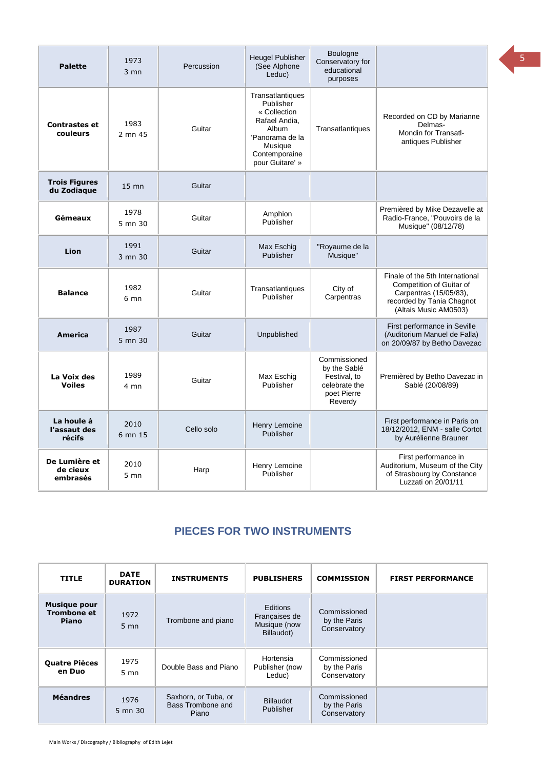| Palette | 1973<br>3 mn | Percussion | Heugel Publisher (See Alphone Leduc) | Boulogne Conservatory for educational purposes | |
|---|---|---|---|---|---|
| **Contrastes et couleurs** | 1983<br>2 mn 45 | Guitar | Transatlantiques Publisher « Collection Rafael Andia, Album 'Panorama de la Musique Contemporaine pour Guitare' » | Transatlantiques | Recorded on CD by Marianne Delmas-Mondin for Transatl-antiques Publisher |
| **Trois Figures du Zodiaque** | 15 mn | Guitar | | | |
| **Gémeaux** | 1978<br>5 mn 30 | Guitar | Amphion Publisher | | Premièred by Mike Dezavelle at Radio-France, "Pouvoirs de la Musique" (08/12/78) |
| **Lion** | 1991<br>3 mn 30 | Guitar | Max Eschig Publisher | "Royaume de la Musique" | |
| **Balance** | 1982<br>6 mn | Guitar | Transatlantiques Publisher | City of Carpentras | Finale of the 5th International Competition of Guitar of Carpentras (15/05/83), recorded by Tania Chagnot (Altais Music AM0503) |
| **America** | 1987<br>5 mn 30 | Guitar | Unpublished | | First performance in Seville (Auditorium Manuel de Falla) on 20/09/87 by Betho Davezac |
| **La Voix des Voiles** | 1989<br>4 mn | Guitar | Max Eschig Publisher | Commissioned by the Sablé Festival, to celebrate the poet Pierre Reverdy | Premièred by Betho Davezac in Sablé (20/08/89) |
| **La houle à l'assaut des récifs** | 2010<br>6 mn 15 | Cello solo | Henry Lemoine Publisher | | First performance in Paris on 18/12/2012, ENM - salle Cortot by Aurélienne Brauner |
| **De Lumière et de cieux embrasés** | 2010<br>5 mn | Harp | Henry Lemoine Publisher | | First performance in Auditorium, Museum of the City of Strasbourg by Constance Luzzati on 20/01/11 |

## PIECES FOR TWO INSTRUMENTS

| TITLE | DATE DURATION | INSTRUMENTS | PUBLISHERS | COMMISSION | FIRST PERFORMANCE |
|---|---|---|---|---|---|
| **Musique pour Trombone et Piano** | 1972<br>5 mn | Trombone and piano | Editions Françaises de Musique (now Billaudot) | Commissioned by the Paris Conservatory | |
| **Quatre Pièces en Duo** | 1975<br>5 mn | Double Bass and Piano | Hortensia Publisher (now Leduc) | Commissioned by the Paris Conservatory | |
| **Méandres** | 1976<br>5 mn 30 | Saxhorn, or Tuba, or Bass Trombone and Piano | Billaudot Publisher | Commissioned by the Paris Conservatory | |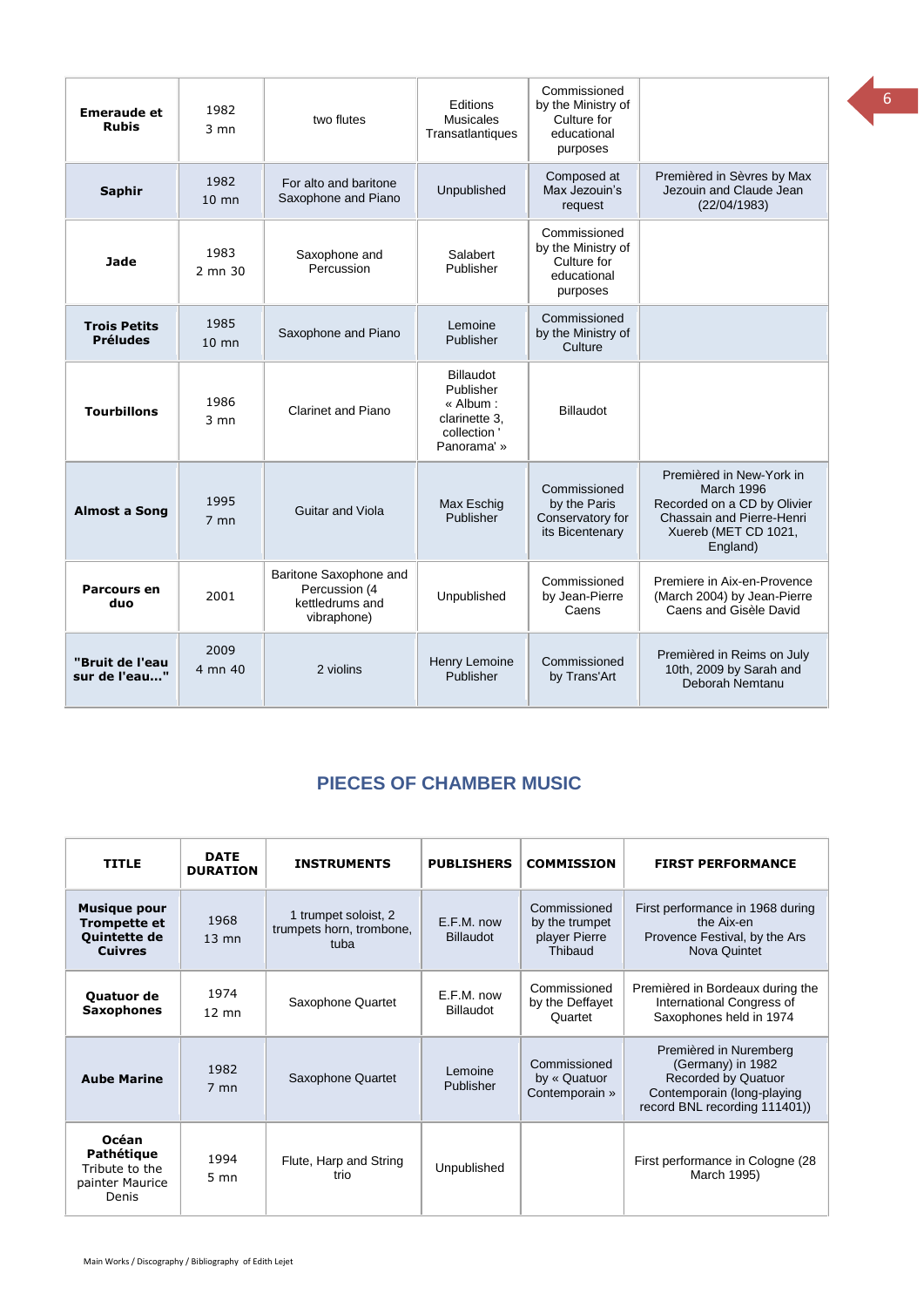| | | | | | |
|---|---|---|---|---|---|
| **Emeraude et Rubis** | 1982<br>3 mn | two flutes | Editions Musicales Transatlantiques | Commissioned by the Ministry of Culture for educational purposes | |
| **Saphir** | 1982<br>10 mn | For alto and baritone Saxophone and Piano | Unpublished | Composed at Max Jezouin's request | Premièred in Sèvres by Max Jezouin and Claude Jean (22/04/1983) |
| **Jade** | 1983<br>2 mn 30 | Saxophone and Percussion | Salabert Publisher | Commissioned by the Ministry of Culture for educational purposes | |
| **Trois Petits Préludes** | 1985<br>10 mn | Saxophone and Piano | Lemoine Publisher | Commissioned by the Ministry of Culture | |
| **Tourbillons** | 1986<br>3 mn | Clarinet and Piano | Billaudot Publisher « Album : clarinette 3, collection ' Panorama' » | Billaudot | |
| **Almost a Song** | 1995<br>7 mn | Guitar and Viola | Max Eschig Publisher | Commissioned by the Paris Conservatory for its Bicentenary | Premièred in New-York in March 1996 Recorded on a CD by Olivier Chassain and Pierre-Henri Xuereb (MET CD 1021, England) |
| **Parcours en duo** | 2001 | Baritone Saxophone and Percussion (4 kettledrums and vibraphone) | Unpublished | Commissioned by Jean-Pierre Caens | Premiere in Aix-en-Provence (March 2004) by Jean-Pierre Caens and Gisèle David |
| **"Bruit de l'eau sur de l'eau…"** | 2009<br>4 mn 40 | 2 violins | Henry Lemoine Publisher | Commissioned by Trans'Art | Premièred in Reims on July 10th, 2009 by Sarah and Deborah Nemtanu |

## PIECES OF CHAMBER MUSIC

| TITLE | DATE DURATION | INSTRUMENTS | PUBLISHERS | COMMISSION | FIRST PERFORMANCE |
|---|---|---|---|---|---|
| **Musique pour Trompette et Quintette de Cuivres** | 1968<br>13 mn | 1 trumpet soloist, 2 trumpets horn, trombone, tuba | E.F.M. now Billaudot | Commissioned by the trumpet player Pierre Thibaud | First performance in 1968 during the Aix-en Provence Festival, by the Ars Nova Quintet |
| **Quatuor de Saxophones** | 1974<br>12 mn | Saxophone Quartet | E.F.M. now Billaudot | Commissioned by the Deffayet Quartet | Premièred in Bordeaux during the International Congress of Saxophones held in 1974 |
| **Aube Marine** | 1982<br>7 mn | Saxophone Quartet | Lemoine Publisher | Commissioned by « Quatuor Contemporain » | Premièred in Nuremberg (Germany) in 1982 Recorded by Quatuor Contemporain (long-playing record BNL recording 111401)) |
| **Océan Pathétique** Tribute to the painter Maurice Denis | 1994<br>5 mn | Flute, Harp and String trio | Unpublished | | First performance in Cologne (28 March 1995) |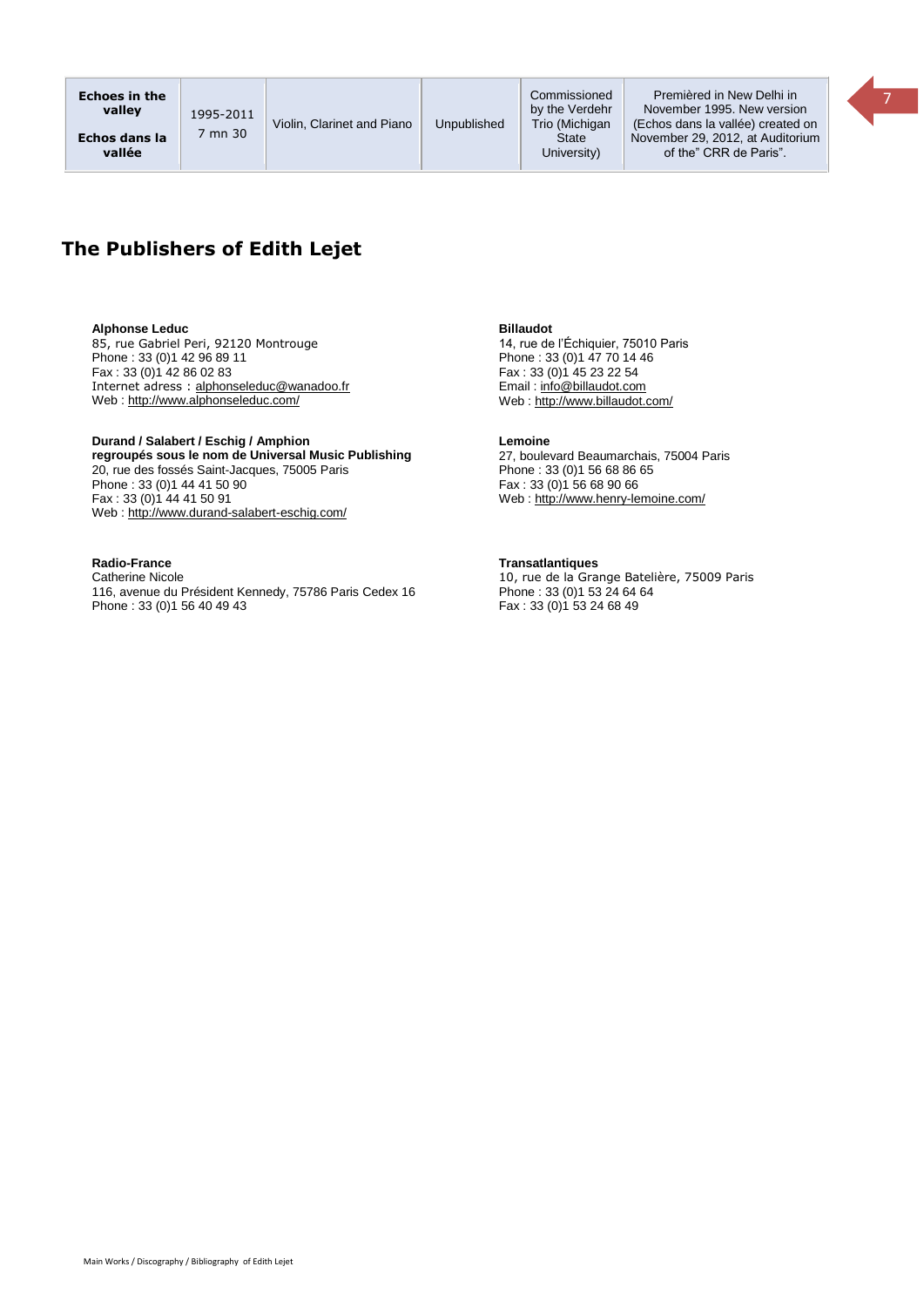| | | | | | |
|---|---|---|---|---|---|
| **Echoes in the valley**<br><br>**Echos dans la vallée** | 1995-2011<br>7 mn 30 | Violin, Clarinet and Piano | Unpublished | Commissioned by the Verdehr Trio (Michigan State University) | Premièred in New Delhi in November 1995. New version (Echos dans la vallée) created on November 29, 2012, at Auditorium of the" CRR de Paris". |

## The Publishers of Edith Lejet

**Alphonse Leduc**
85, rue Gabriel Peri, 92120 Montrouge
Phone : 33 (0)1 42 96 89 11
Fax : 33 (0)1 42 86 02 83
Internet adress : alphonseleduc@wanadoo.fr
Web : http://www.alphonseleduc.com/

**Durand / Salabert / Eschig / Amphion**
**regroupés sous le nom de Universal Music Publishing**
20, rue des fossés Saint-Jacques, 75005 Paris
Phone : 33 (0)1 44 41 50 90
Fax : 33 (0)1 44 41 50 91
Web : http://www.durand-salabert-eschig.com/

**Radio-France**
Catherine Nicole
116, avenue du Président Kennedy, 75786 Paris Cedex 16
Phone : 33 (0)1 56 40 49 43

**Billaudot**
14, rue de l'Échiquier, 75010 Paris
Phone : 33 (0)1 47 70 14 46
Fax : 33 (0)1 45 23 22 54
Email : info@billaudot.com
Web : http://www.billaudot.com/

**Lemoine**
27, boulevard Beaumarchais, 75004 Paris
Phone : 33 (0)1 56 68 86 65
Fax : 33 (0)1 56 68 90 66
Web : http://www.henry-lemoine.com/

**Transatlantiques**
10, rue de la Grange Batelière, 75009 Paris
Phone : 33 (0)1 53 24 64 64
Fax : 33 (0)1 53 24 68 49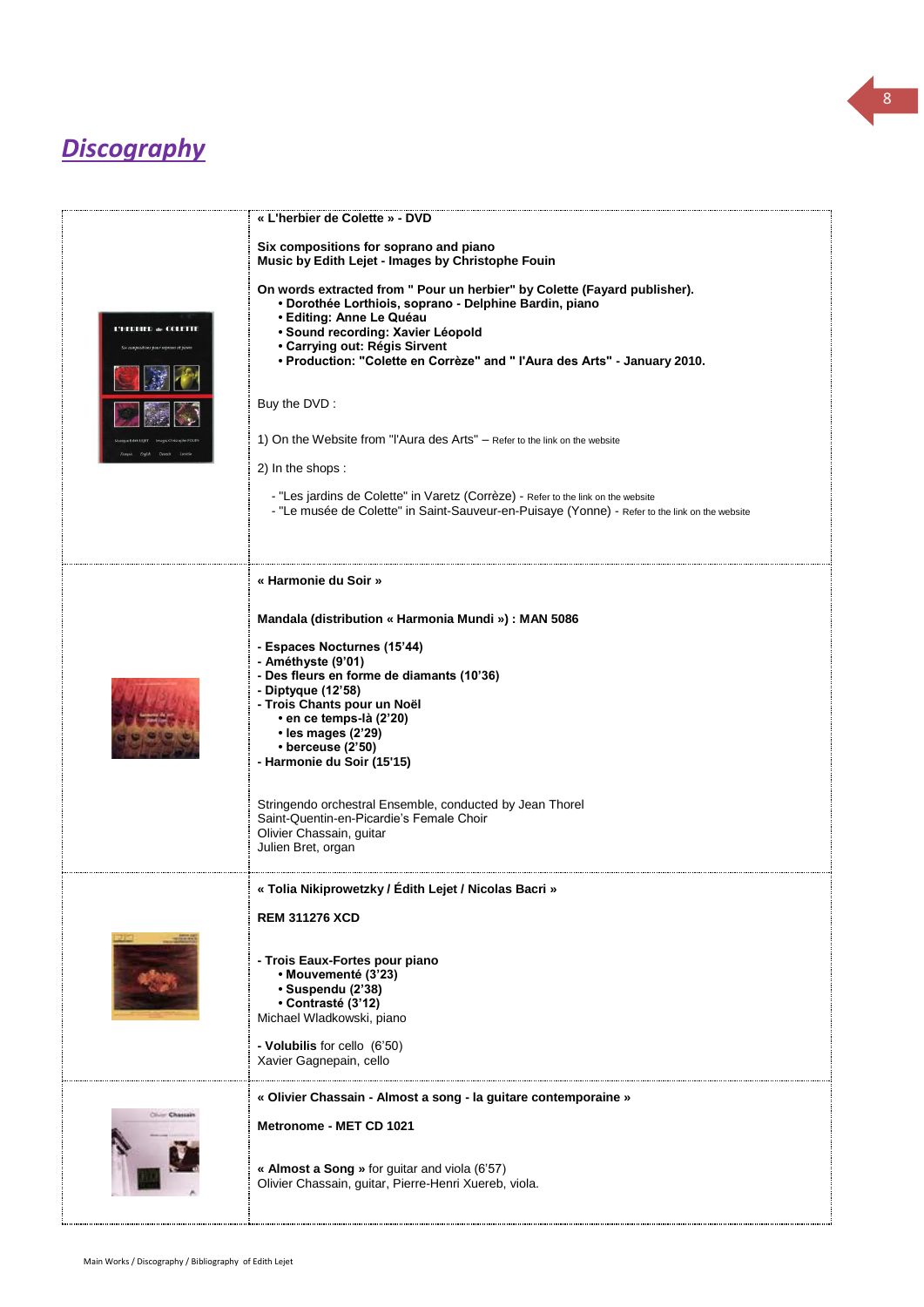# *Discography*

**« L'herbier de Colette » - DVD**

**Six compositions for soprano and piano**
**Music by Edith Lejet - Images by Christophe Fouin**

**On words extracted from " Pour un herbier" by Colette (Fayard publisher).**

- **Dorothée Lorthiois, soprano - Delphine Bardin, piano**
- **Editing: Anne Le Quéau**
- **Sound recording: Xavier Léopold**
- **Carrying out: Régis Sirvent**
- **Production: "Colette en Corrèze" and " l'Aura des Arts" - January 2010.**

Buy the DVD :

1) On the Website from "l'Aura des Arts" – Refer to the link on the website

2) In the shops :

- "Les jardins de Colette" in Varetz (Corrèze) - Refer to the link on the website
- "Le musée de Colette" in Saint-Sauveur-en-Puisaye (Yonne) - Refer to the link on the website

---

**« Harmonie du Soir »**

**Mandala (distribution « Harmonia Mundi ») : MAN 5086**

**- Espaces Nocturnes (15'44)**
**- Améthyste (9'01)**
**- Des fleurs en forme de diamants (10'36)**
**- Diptyque (12'58)**
**- Trois Chants pour un Noël**

- **en ce temps-là (2'20)**
- **les mages (2'29)**
- **berceuse (2'50)**

**- Harmonie du Soir (15'15)**

Stringendo orchestral Ensemble, conducted by Jean Thorel
Saint-Quentin-en-Picardie's Female Choir
Olivier Chassain, guitar
Julien Bret, organ

---

**« Tolia Nikiprowetzky / Édith Lejet / Nicolas Bacri »**

**REM 311276 XCD**

**- Trois Eaux-Fortes pour piano**

- **Mouvementé (3'23)**
- **Suspendu (2'38)**
- **Contrasté (3'12)**

Michael Wladkowski, piano

**- Volubilis** for cello (6'50)
Xavier Gagnepain, cello

---

**« Olivier Chassain - Almost a song - la guitare contemporaine »**

**Metronome - MET CD 1021**

**« Almost a Song »** for guitar and viola (6'57)
Olivier Chassain, guitar, Pierre-Henri Xuereb, viola.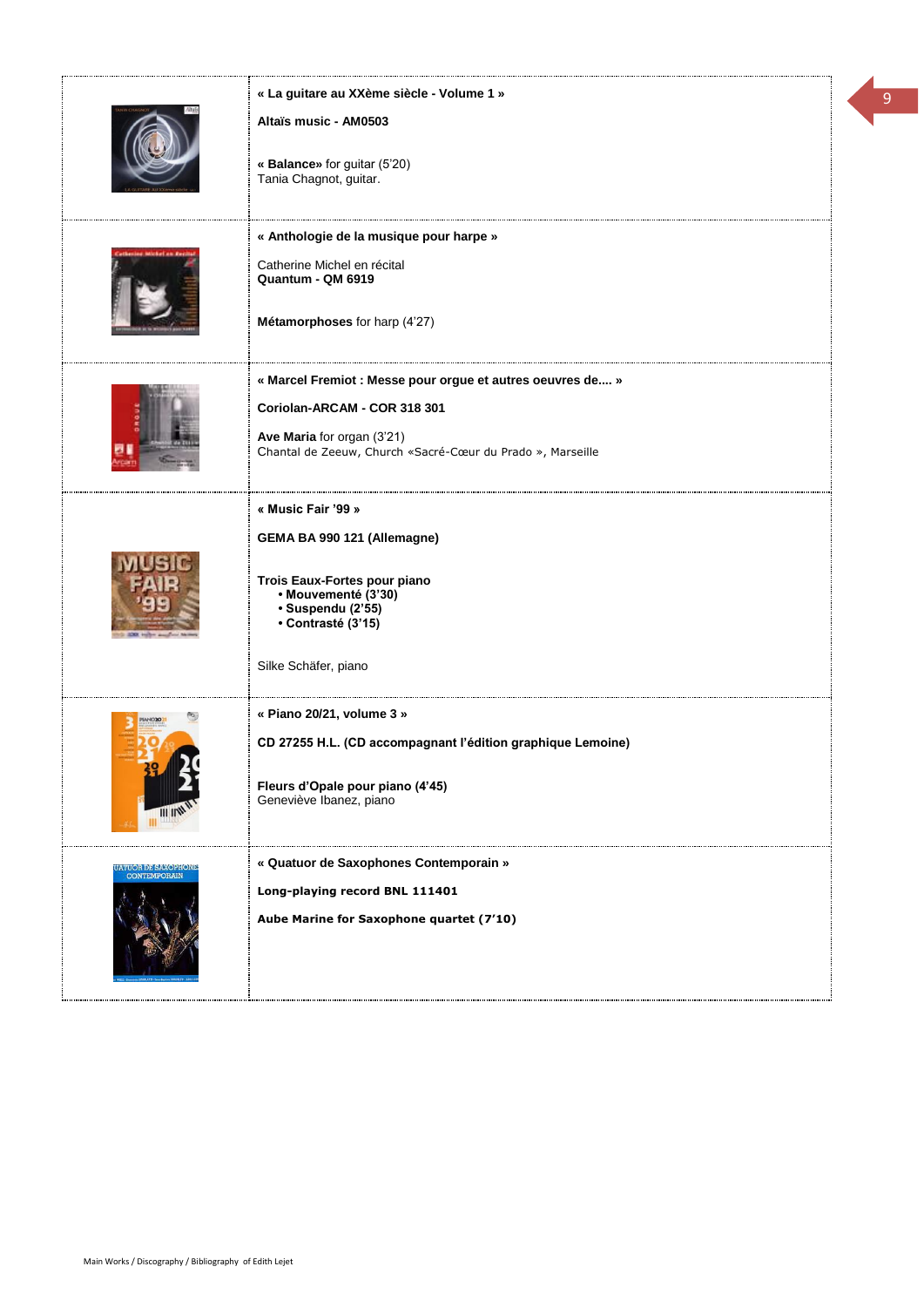**« La guitare au XXème siècle - Volume 1 »**

**Altaïs music - AM0503**

**« Balance»** for guitar (5'20)
Tania Chagnot, guitar.

---

**« Anthologie de la musique pour harpe »**

Catherine Michel en récital
**Quantum - QM 6919**

**Métamorphoses** for harp (4'27)

---

**« Marcel Fremiot : Messe pour orgue et autres oeuvres de.... »**

**Coriolan-ARCAM - COR 318 301**

**Ave Maria** for organ (3'21)
Chantal de Zeeuw, Church «Sacré-Cœur du Prado », Marseille

---

**« Music Fair '99 »**

**GEMA BA 990 121 (Allemagne)**

**Trois Eaux-Fortes pour piano**

- **Mouvementé (3'30)**
- **Suspendu (2'55)**
- **Contrasté (3'15)**

Silke Schäfer, piano

---

**« Piano 20/21, volume 3 »**

**CD 27255 H.L. (CD accompagnant l'édition graphique Lemoine)**

**Fleurs d'Opale pour piano (4'45)**
Geneviève Ibanez, piano

---

**« Quatuor de Saxophones Contemporain »**

**Long-playing record BNL 111401**

**Aube Marine for Saxophone quartet (7'10)**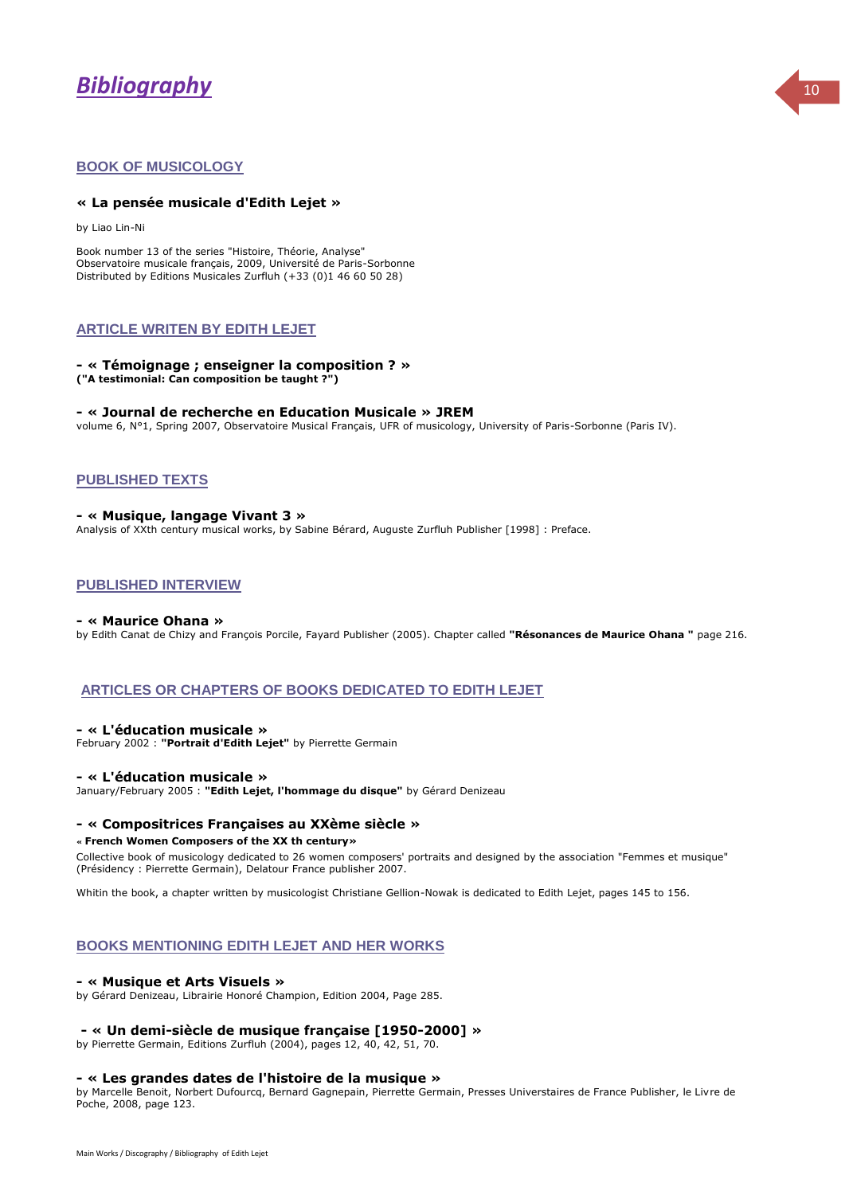# *Bibliography*

## BOOK OF MUSICOLOGY

### « La pensée musicale d'Edith Lejet »

by Liao Lin-Ni

Book number 13 of the series "Histoire, Théorie, Analyse"
Observatoire musicale français, 2009, Université de Paris-Sorbonne
Distributed by Editions Musicales Zurfluh (+33 (0)1 46 60 50 28)

## ARTICLE WRITEN BY EDITH LEJET

**- « Témoignage ; enseigner la composition ? »**
**("A testimonial: Can composition be taught ?")**

**- « Journal de recherche en Education Musicale » JREM**
volume 6, N°1, Spring 2007, Observatoire Musical Français, UFR of musicology, University of Paris-Sorbonne (Paris IV).

## PUBLISHED TEXTS

**- « Musique, langage Vivant 3 »**
Analysis of XXth century musical works, by Sabine Bérard, Auguste Zurfluh Publisher [1998] : Preface.

## PUBLISHED INTERVIEW

**- « Maurice Ohana »**
by Edith Canat de Chizy and François Porcile, Fayard Publisher (2005). Chapter called **"Résonances de Maurice Ohana "** page 216.

## ARTICLES OR CHAPTERS OF BOOKS DEDICATED TO EDITH LEJET

**- « L'éducation musicale »**
February 2002 : **"Portrait d'Edith Lejet"** by Pierrette Germain

**- « L'éducation musicale »**
January/February 2005 : **"Edith Lejet, l'hommage du disque"** by Gérard Denizeau

**- « Compositrices Françaises au XXème siècle »**
**« French Women Composers of the XX th century»**

Collective book of musicology dedicated to 26 women composers' portraits and designed by the association "Femmes et musique" (Présidency : Pierrette Germain), Delatour France publisher 2007.

Whitin the book, a chapter written by musicologist Christiane Gellion-Nowak is dedicated to Edith Lejet, pages 145 to 156.

## BOOKS MENTIONING EDITH LEJET AND HER WORKS

**- « Musique et Arts Visuels »**
by Gérard Denizeau, Librairie Honoré Champion, Edition 2004, Page 285.

**- « Un demi-siècle de musique française [1950-2000] »**
by Pierrette Germain, Editions Zurfluh (2004), pages 12, 40, 42, 51, 70.

**- « Les grandes dates de l'histoire de la musique »**
by Marcelle Benoit, Norbert Dufourcq, Bernard Gagnepain, Pierrette Germain, Presses Universtaires de France Publisher, le Livre de Poche, 2008, page 123.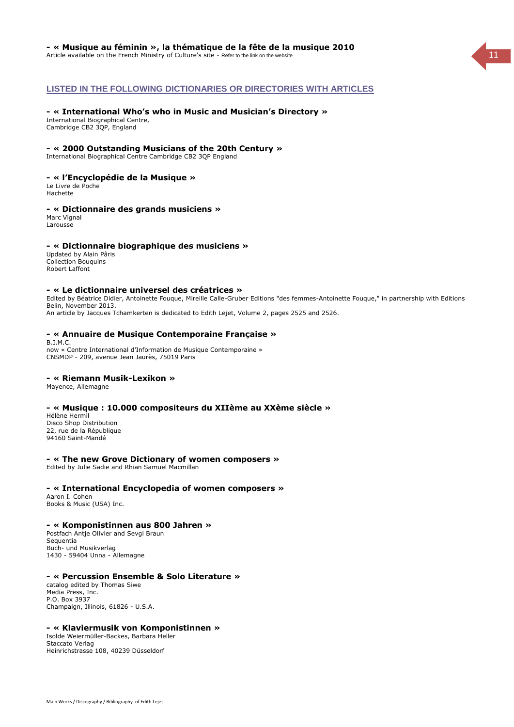**- « Musique au féminin », la thématique de la fête de la musique 2010**
Article available on the French Ministry of Culture's site - Refer to the link on the website

## LISTED IN THE FOLLOWING DICTIONARIES OR DIRECTORIES WITH ARTICLES

**- « International Who's who in Music and Musician's Directory »**
International Biographical Centre,
Cambridge CB2 3QP, England

**- « 2000 Outstanding Musicians of the 20th Century »**
International Biographical Centre Cambridge CB2 3QP England

**- « l'Encyclopédie de la Musique »**
Le Livre de Poche
Hachette

**- « Dictionnaire des grands musiciens »**
Marc Vignal
Larousse

**- « Dictionnaire biographique des musiciens »**
Updated by Alain Pâris
Collection Bouquins
Robert Laffont

**- « Le dictionnaire universel des créatrices »**
Edited by Béatrice Didier, Antoinette Fouque, Mireille Calle-Gruber Editions "des femmes-Antoinette Fouque," in partnership with Editions Belin, November 2013.
An article by Jacques Tchamkerten is dedicated to Edith Lejet, Volume 2, pages 2525 and 2526.

**- « Annuaire de Musique Contemporaine Française »**
B.I.M.C.
now « Centre International d'Information de Musique Contemporaine »
CNSMDP - 209, avenue Jean Jaurès, 75019 Paris

**- « Riemann Musik-Lexikon »**
Mayence, Allemagne

**- « Musique : 10.000 compositeurs du XIIème au XXème siècle »**
Hélène Hermil
Disco Shop Distribution
22, rue de la République
94160 Saint-Mandé

**- « The new Grove Dictionary of women composers »**
Edited by Julie Sadie and Rhian Samuel Macmillan

**- « International Encyclopedia of women composers »**
Aaron I. Cohen
Books & Music (USA) Inc.

**- « Komponistinnen aus 800 Jahren »**
Postfach Antje Olivier and Sevgi Braun
Sequentia
Buch- und Musikverlag
1430 - 59404 Unna - Allemagne

**- « Percussion Ensemble & Solo Literature »**
catalog edited by Thomas Siwe
Media Press, Inc.
P.O. Box 3937
Champaign, Illinois, 61826 - U.S.A.

**- « Klaviermusik von Komponistinnen »**
Isolde Weiermüller-Backes, Barbara Heller
Staccato Verlag
Heinrichstrasse 108, 40239 Düsseldorf